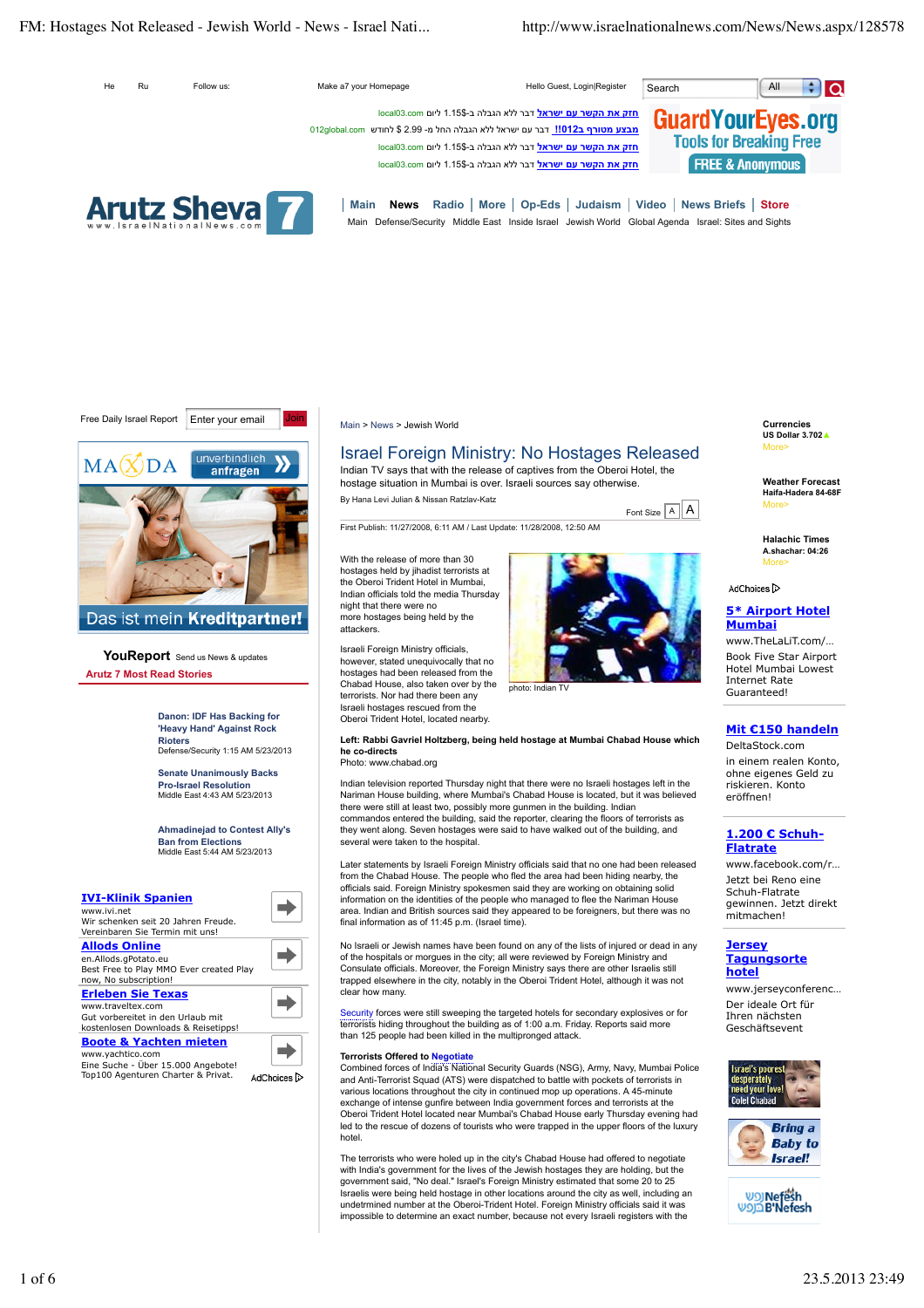Main > News > Jewish World

# Israel Foreign Ministry: No Hostages Released

Indian TV says that with the release of captives from the Oberoi Hotel, the hostage situation in Mumbai is over. Israeli sources say otherwise.

By Hana Levi Julian & Nissan Ratzlav-Katz

First Publish: 11/27/2008, 6:11 AM / Last Update: 11/28/2008, 12:50 AM

With the release of more than 30 hostages held by jihadist terrorists at the Oberoi Trident Hotel in Mumbai, Indian officials told the media Thursday night that there were no more hostages being held by the attackers.

Israeli Foreign Ministry officials, however, stated unequivocally that no hostages had been released from the Chabad House, also taken over by the terrorists. Nor had there been any Israeli hostages rescued from the Oberoi Trident Hotel, located nearby.

photo: Indian TV

**Left: Rabbi Gavriel Holtzberg, being held hostage at Mumbai Chabad House which he co-directs**
Photo: www.chabad.org

Indian television reported Thursday night that there were no Israeli hostages left in the Nariman House building, where Mumbai's Chabad House is located, but it was believed there were still at least two, possibly more gunmen in the building. Indian commandos entered the building, said the reporter, clearing the floors of terrorists as they went along. Seven hostages were said to have walked out of the building, and several were taken to the hospital.

Later statements by Israeli Foreign Ministry officials said that no one had been released from the Chabad House. The people who fled the area had been hiding nearby, the officials said. Foreign Ministry spokesmen said they are working on obtaining solid information on the identities of the people who managed to flee the Nariman House area. Indian and British sources said they appeared to be foreigners, but there was no final information as of 11:45 p.m. (Israel time).

No Israeli or Jewish names have been found on any of the lists of injured or dead in any of the hospitals or morgues in the city; all were reviewed by Foreign Ministry and Consulate officials. Moreover, the Foreign Ministry says there are other Israelis still trapped elsewhere in the city, notably in the Oberoi Trident Hotel, although it was not clear how many.

Security forces were still sweeping the targeted hotels for secondary explosives or for terrorists hiding throughout the building as of 1:00 a.m. Friday. Reports said more than 125 people had been killed in the multipronged attack.

**Terrorists Offered to Negotiate**

Combined forces of India's National Security Guards (NSG), Army, Navy, Mumbai Police and Anti-Terrorist Squad (ATS) were dispatched to battle with pockets of terrorists in various locations throughout the city in continued mop up operations. A 45-minute exchange of intense gunfire between India government forces and terrorists at the Oberoi Trident Hotel located near Mumbai's Chabad House early Thursday evening had led to the rescue of dozens of tourists who were trapped in the upper floors of the luxury hotel.

The terrorists who were holed up in the city's Chabad House had offered to negotiate with India's government for the lives of the Jewish hostages they are holding, but the government said, "No deal." Israel's Foreign Ministry estimated that some 20 to 25 Israelis were being held hostage in other locations around the city as well, including an undetermined number at the Oberoi-Trident Hotel. Foreign Ministry officials said it was impossible to determine an exact number, because not every Israeli registers with the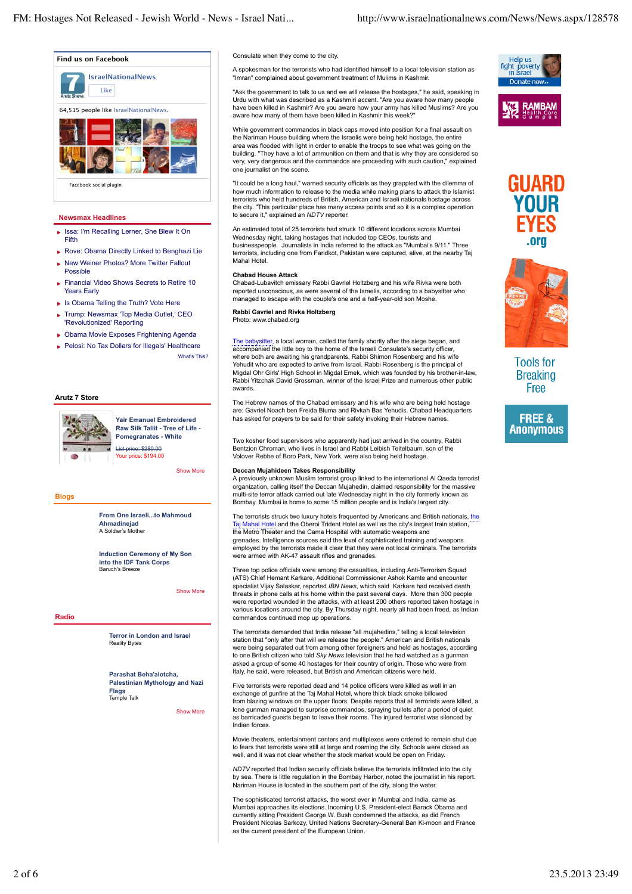## Find us on Facebook

IsraelNationalNews

Like

64,515 people like IsraelNationalNews.

Facebook social plugin

## Newsmax Headlines

- Issa: I'm Recalling Lerner, She Blew It On Fifth
- Rove: Obama Directly Linked to Benghazi Lie
- New Weiner Photos? More Twitter Fallout Possible
- Financial Video Shows Secrets to Retire 10 Years Early
- Is Obama Telling the Truth? Vote Here
- Trump: Newsmax 'Top Media Outlet,' CEO 'Revolutionized' Reporting
- Obama Movie Exposes Frightening Agenda
- Pelosi: No Tax Dollars for Illegals' Healthcare

What's This?

## Arutz 7 Store

**Yair Emanuel Embroidered Raw Silk Tallit - Tree of Life - Pomegranates - White**

~~List price: $280.00~~
Your price: $194.00

Show More

## Blogs

**From One Israeli...to Mahmoud Ahmadinejad**
A Soldier's Mother

**Induction Ceremony of My Son into the IDF Tank Corps**
Baruch's Breeze

Show More

## Radio

**Terror in London and Israel**
Reality Bytes

**Parashat Beha'alotcha, Palestinian Mythology and Nazi Flags**
Temple Talk

Show More

Consulate when they come to the city.

A spokesman for the terrorists who had identified himself to a local television station as "Imran" complained about government treatment of Mulims in Kashmir.

"Ask the government to talk to us and we will release the hostages," he said, speaking in Urdu with what was described as a Kashmiri accent. "Are you aware how many people have been killed in Kashmir? Are you aware how your army has killed Muslims? Are you aware how many of them have been killed in Kashmir this week?"

While government commandos in black caps moved into position for a final assault on the Nariman House building where the Israelis were being held hostage, the entire area was flooded with light in order to enable the troops to see what was going on the building. "They have a lot of ammunition on them and that is why they are considered so very, very dangerous and the commandos are proceeding with such caution," explained one journalist in the scene.

"It could be a long haul," warned security officials as they grappled with the dilemma of how much information to release to the media while making plans to attack the Islamist terrorists who held hundreds of British, American and Israeli nationals hostage across the city. "This particular place has many access points and so it is a complex operation to secure it," explained an *NDTV* reporter.

An estimated total of 25 terrorists had struck 10 different locations across Mumbai Wednesday night, taking hostages that included top CEOs, tourists and businesspeople. Journalists in India referred to the attack as "Mumbai's 9/11." Three terrorists, including one from Faridkot, Pakistan were captured, alive, at the nearby Taj Mahal Hotel.

### Chabad House Attack

Chabad-Lubavitch emissary Rabbi Gavriel Holtzberg and his wife Rivka were both reported unconscious, as were several of the Israelis, according to a babysitter who managed to escape with the couple's one and a half-year-old son Moshe.

**Rabbi Gavriel and Rivka Holtzberg**
Photo: www.chabad.org

The babysitter, a local woman, called the family shortly after the siege began, and accompanied the little boy to the home of the Israeli Consulate's security officer, where both are awaiting his grandparents, Rabbi Shimon Rosenberg and his wife Yehudit who are expected to arrive from Israel. Rabbi Rosenberg is the principal of Migdal Ohr Girls' High School in Migdal Emek, which was founded by his brother-in-law, Rabbi Yitzchak David Grossman, winner of the Israel Prize and numerous other public awards.

The Hebrew names of the Chabad emissary and his wife who are being held hostage are: Gavriel Noach ben Freida Bluma and Rivkah Bas Yehudis. Chabad Headquarters has asked for prayers to be said for their safety invoking their Hebrew names.

Two kosher food supervisors who apparently had just arrived in the country, Rabbi Bentzion Chroman, who lives in Israel and Rabbi Leibish Teitelbaum, son of the Volover Rebbe of Boro Park, New York, were also being held hostage.

### Deccan Mujahideen Takes Responsibility

A previously unknown Muslim terrorist group linked to the international Al Qaeda terrorist organization, calling itself the Deccan Mujahedin, claimed responsibility for the massive multi-site terror attack carried out late Wednesday night in the city formerly known as Bombay. Mumbai is home to some 15 million people and is India's largest city.

The terrorists struck two luxury hotels frequented by Americans and British nationals, the Taj Mahal Hotel and the Oberoi Trident Hotel as well as the city's largest train station, the Metro Theater and the Cama Hospital with automatic weapons and grenades. Intelligence sources said the level of sophisticated training and weapons employed by the terrorists made it clear that they were not local criminals. The terrorists were armed with AK-47 assault rifles and grenades.

Three top police officials were among the casualties, including Anti-Terrorism Squad (ATS) Chief Hemant Karkare, Additional Commissioner Ashok Kamte and encounter specialist Vijay Salaskar, reported *IBN News*, which said Karkare had received death threats in phone calls at his home within the past several days. More than 300 people were reported wounded in the attacks, with at least 200 others reported taken hostage in various locations around the city. By Thursday night, nearly all had been freed, as Indian commandos continued mop up operations.

The terrorists demanded that India release "all mujahedins," telling a local television station that "only after that will we release the people." American and British nationals were being separated out from among other foreigners and held as hostages, according to one British citizen who told *Sky News* television that he had watched as a gunman asked a group of some 40 hostages for their country of origin. Those who were from Italy, he said, were released, but British and American citizens were held.

Five terrorists were reported dead and 14 police officers were killed as well in an exchange of gunfire at the Taj Mahal Hotel, where thick black smoke billowed from blazing windows on the upper floors. Despite reports that all terrorists were killed, a lone gunman managed to surprise commandos, spraying bullets after a period of quiet as barricaded guests began to leave their rooms. The injured terrorist was silenced by Indian forces.

Movie theaters, entertainment centers and multiplexes were ordered to remain shut due to fears that terrorists were still at large and roaming the city. Schools were closed as well, and it was not clear whether the stock market would be open on Friday.

*NDTV* reported that Indian security officials believe the terrorists infiltrated into the city by sea. There is little regulation in the Bombay Harbor, noted the journalist in his report. Nariman House is located in the southern part of the city, along the water.

The sophisticated terrorist attacks, the worst ever in Mumbai and India, came as Mumbai approaches its elections. Incoming U.S. President-elect Barack Obama and currently sitting President George W. Bush condemned the attacks, as did French President Nicolas Sarkozy, United Nations Secretary-General Ban Ki-moon and France as the current president of the European Union.

Help us fight poverty in Israel
Donate now>>

RAMBAM Health Care Campus

GUARD YOUR EYES .org

Tools for Breaking Free

FREE & Anonymous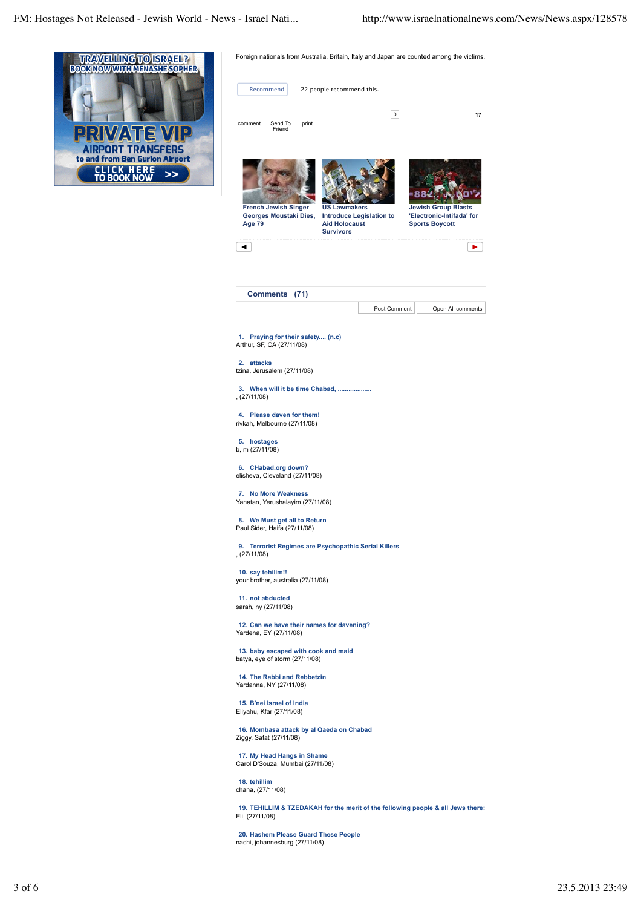TRAVELLING TO ISRAEL? BOOK NOW WITH MENASHE SOPHER

PRIVATE VIP AIRPORT TRANSFERS to and from Ben Gurion Airport

CLICK HERE TO BOOK NOW >>

Foreign nationals from Australia, Britain, Italy and Japan are counted among the victims.

Recommend 22 people recommend this.

0

17

comment Send To Friend print

French Jewish Singer Georges Moustaki Dies, Age 79

US Lawmakers Introduce Legislation to Aid Holocaust Survivors

Jewish Group Blasts 'Electronic-Intifada' for Sports Boycott

## Comments (71)

Post Comment Open All comments

1. **Praying for their safety.... (n.c)**
Arthur, SF, CA (27/11/08)

2. **attacks**
tzina, Jerusalem (27/11/08)

3. **When will it be time Chabad, ..................**
, (27/11/08)

4. **Please daven for them!**
rivkah, Melbourne (27/11/08)

5. **hostages**
b, m (27/11/08)

6. **CHabad.org down?**
elisheva, Cleveland (27/11/08)

7. **No More Weakness**
Yanatan, Yerushalayim (27/11/08)

8. **We Must get all to Return**
Paul Sider, Haifa (27/11/08)

9. **Terrorist Regimes are Psychopathic Serial Killers**
, (27/11/08)

10. **say tehilim!!**
your brother, australia (27/11/08)

11. **not abducted**
sarah, ny (27/11/08)

12. **Can we have their names for davening?**
Yardena, EY (27/11/08)

13. **baby escaped with cook and maid**
batya, eye of storm (27/11/08)

14. **The Rabbi and Rebbetzin**
Yardanna, NY (27/11/08)

15. **B'nei Israel of India**
Eliyahu, Kfar (27/11/08)

16. **Mombasa attack by al Qaeda on Chabad**
Ziggy, Safat (27/11/08)

17. **My Head Hangs in Shame**
Carol D'Souza, Mumbai (27/11/08)

18. **tehillim**
chana, (27/11/08)

19. **TEHILLIM & TZEDAKAH for the merit of the following people & all Jews there:**
Eli, (27/11/08)

20. **Hashem Please Guard These People**
nachi, johannesburg (27/11/08)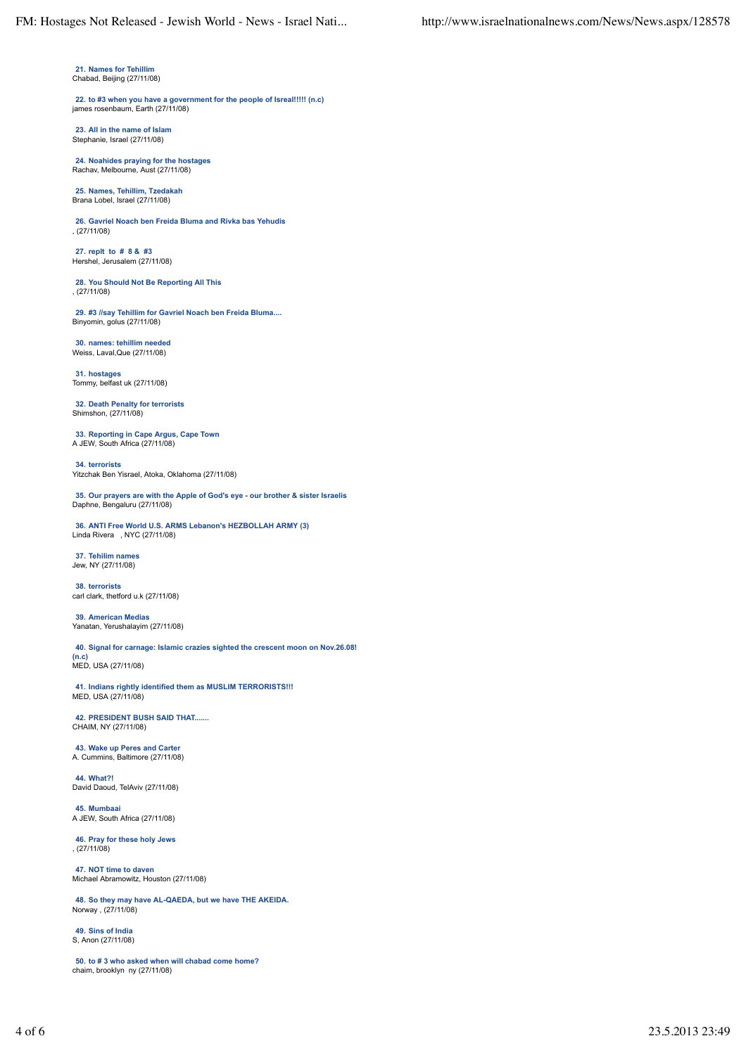**21. Names for Tehillim**
Chabad, Beijing (27/11/08)

**22. to #3 when you have a government for the people of Isreal!!!!! (n.c)**
james rosenbaum, Earth (27/11/08)

**23. All in the name of Islam**
Stephanie, Israel (27/11/08)

**24. Noahides praying for the hostages**
Rachav, Melbourne, Aust (27/11/08)

**25. Names, Tehillim, Tzedakah**
Brana Lobel, Israel (27/11/08)

**26. Gavriel Noach ben Freida Bluma and Rivka bas Yehudis**
, (27/11/08)

**27. replt to # 8 & #3**
Hershel, Jerusalem (27/11/08)

**28. You Should Not Be Reporting All This**
, (27/11/08)

**29. #3 //say Tehillim for Gavriel Noach ben Freida Bluma....**
Binyomin, golus (27/11/08)

**30. names: tehillim needed**
Weiss, Laval,Que (27/11/08)

**31. hostages**
Tommy, belfast uk (27/11/08)

**32. Death Penalty for terrorists**
Shimshon, (27/11/08)

**33. Reporting in Cape Argus, Cape Town**
A JEW, South Africa (27/11/08)

**34. terrorists**
Yitzchak Ben Yisrael, Atoka, Oklahoma (27/11/08)

**35. Our prayers are with the Apple of God's eye - our brother & sister Israelis**
Daphne, Bengaluru (27/11/08)

**36. ANTI Free World U.S. ARMS Lebanon's HEZBOLLAH ARMY (3)**
Linda Rivera , NYC (27/11/08)

**37. Tehilim names**
Jew, NY (27/11/08)

**38. terrorists**
carl clark, thetford u.k (27/11/08)

**39. American Medias**
Yanatan, Yerushalayim (27/11/08)

**40. Signal for carnage: Islamic crazies sighted the crescent moon on Nov.26.08! (n.c)**
MED, USA (27/11/08)

**41. Indians rightly identified them as MUSLIM TERRORISTS!!!**
MED, USA (27/11/08)

**42. PRESIDENT BUSH SAID THAT.......**
CHAIM, NY (27/11/08)

**43. Wake up Peres and Carter**
A. Cummins, Baltimore (27/11/08)

**44. What?!**
David Daoud, TelAviv (27/11/08)

**45. Mumbaai**
A JEW, South Africa (27/11/08)

**46. Pray for these holy Jews**
, (27/11/08)

**47. NOT time to daven**
Michael Abramowitz, Houston (27/11/08)

**48. So they may have AL-QAEDA, but we have THE AKEIDA.**
Norway , (27/11/08)

**49. Sins of India**
S, Anon (27/11/08)

**50. to # 3 who asked when will chabad come home?**
chaim, brooklyn ny (27/11/08)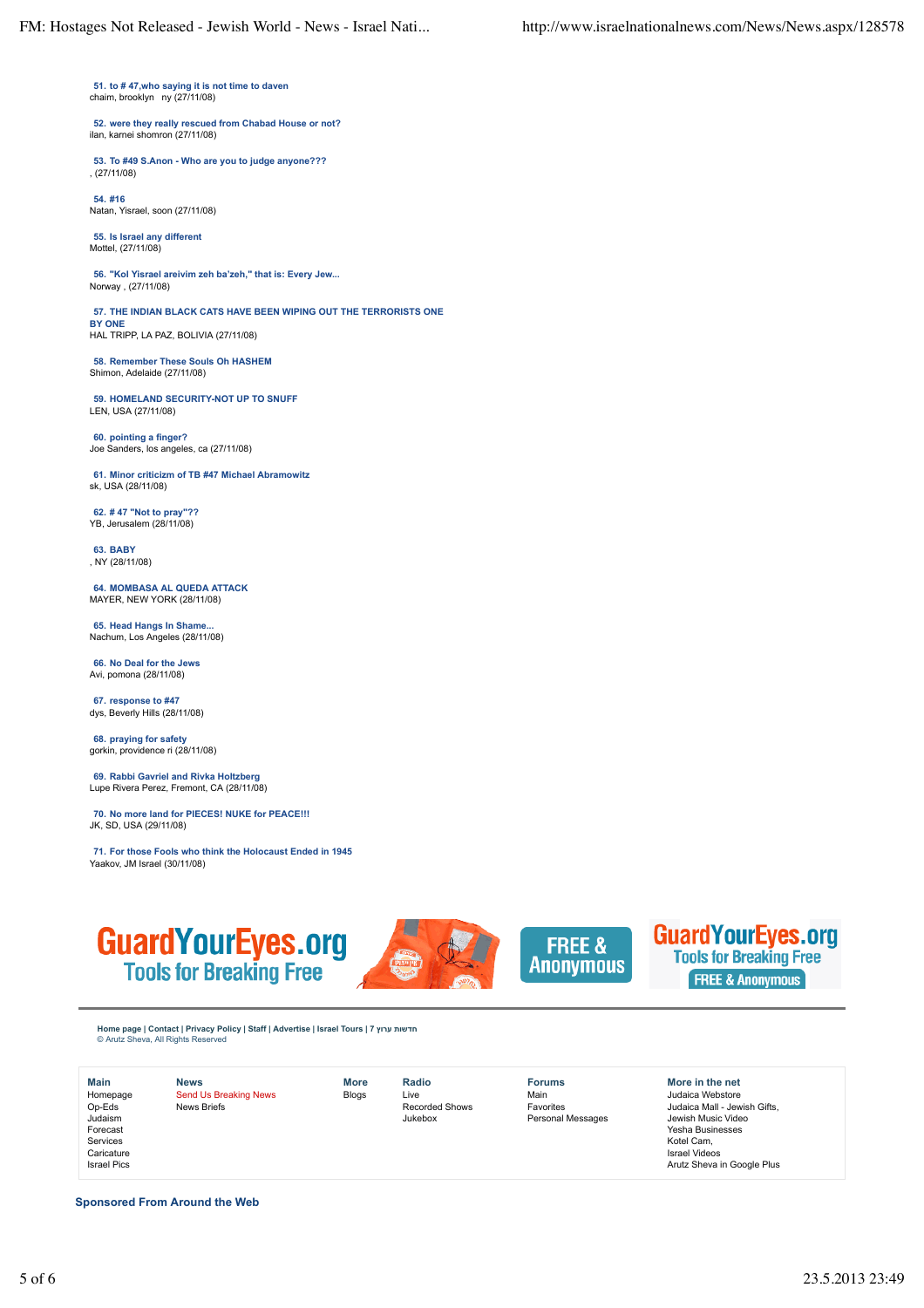**51. to # 47,who saying it is not time to daven**
chaim, brooklyn ny (27/11/08)

**52. were they really rescued from Chabad House or not?**
ilan, karnei shomron (27/11/08)

**53. To #49 S.Anon - Who are you to judge anyone???**
, (27/11/08)

**54. #16**
Natan, Yisrael, soon (27/11/08)

**55. Is Israel any different**
Mottel, (27/11/08)

**56. "Kol Yisrael areivim zeh ba'zeh," that is: Every Jew...**
Norway , (27/11/08)

**57. THE INDIAN BLACK CATS HAVE BEEN WIPING OUT THE TERRORISTS ONE BY ONE**
HAL TRIPP, LA PAZ, BOLIVIA (27/11/08)

**58. Remember These Souls Oh HASHEM**
Shimon, Adelaide (27/11/08)

**59. HOMELAND SECURITY-NOT UP TO SNUFF**
LEN, USA (27/11/08)

**60. pointing a finger?**
Joe Sanders, los angeles, ca (27/11/08)

**61. Minor criticizm of TB #47 Michael Abramowitz**
sk, USA (28/11/08)

**62. # 47 "Not to pray"??**
YB, Jerusalem (28/11/08)

**63. BABY**
, NY (28/11/08)

**64. MOMBASA AL QUEDA ATTACK**
MAYER, NEW YORK (28/11/08)

**65. Head Hangs In Shame...**
Nachum, Los Angeles (28/11/08)

**66. No Deal for the Jews**
Avi, pomona (28/11/08)

**67. response to #47**
dys, Beverly Hills (28/11/08)

**68. praying for safety**
gorkin, providence ri (28/11/08)

**69. Rabbi Gavriel and Rivka Holtzberg**
Lupe Rivera Perez, Fremont, CA (28/11/08)

**70. No more land for PIECES! NUKE for PEACE!!!**
JK, SD, USA (29/11/08)

**71. For those Fools who think the Holocaust Ended in 1945**
Yaakov, JM Israel (30/11/08)

GuardYourEyes.org Tools for Breaking Free — FREE & Anonymous

Home page | Contact | Privacy Policy | Staff | Advertise | Israel Tours | חדשות ערוץ 7
© Arutz Sheva, All Rights Reserved

| Main | News | More | Radio | Forums | More in the net |
|---|---|---|---|---|---|
| Homepage | Send Us Breaking News | Blogs | Live | Main | Judaica Webstore |
| Op-Eds | News Briefs | | Recorded Shows | Favorites | Judaica Mall - Jewish Gifts, |
| Judaism | | | Jukebox | Personal Messages | Jewish Music Video |
| Forecast | | | | | Yesha Businesses |
| Services | | | | | Kotel Cam, |
| Caricature | | | | | Israel Videos |
| Israel Pics | | | | | Arutz Sheva in Google Plus |

**Sponsored From Around the Web**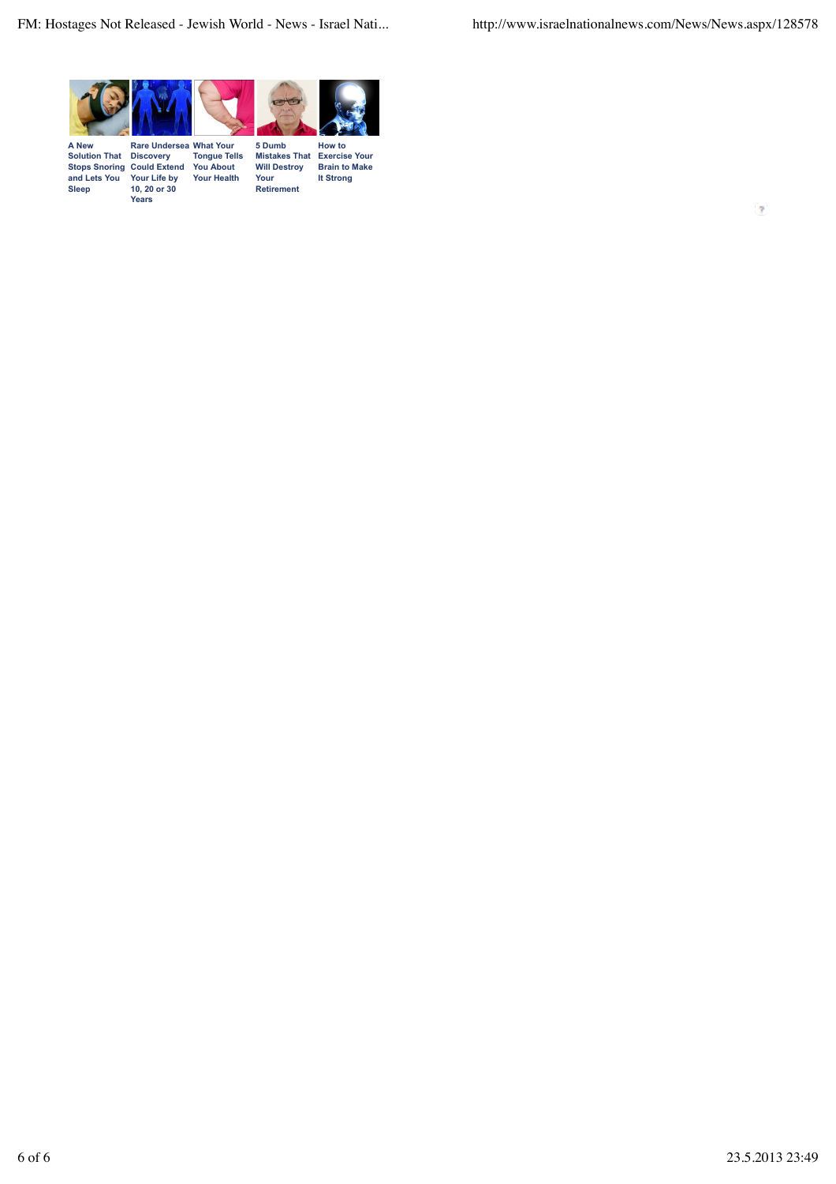A New Solution That Stops Snoring and Lets You Sleep

Rare Undersea Discovery Could Extend Your Life by 10, 20 or 30 Years

What Your Tongue Tells You About Your Health

5 Dumb Mistakes That Will Destroy Your Retirement

How to Exercise Your Brain to Make It Strong